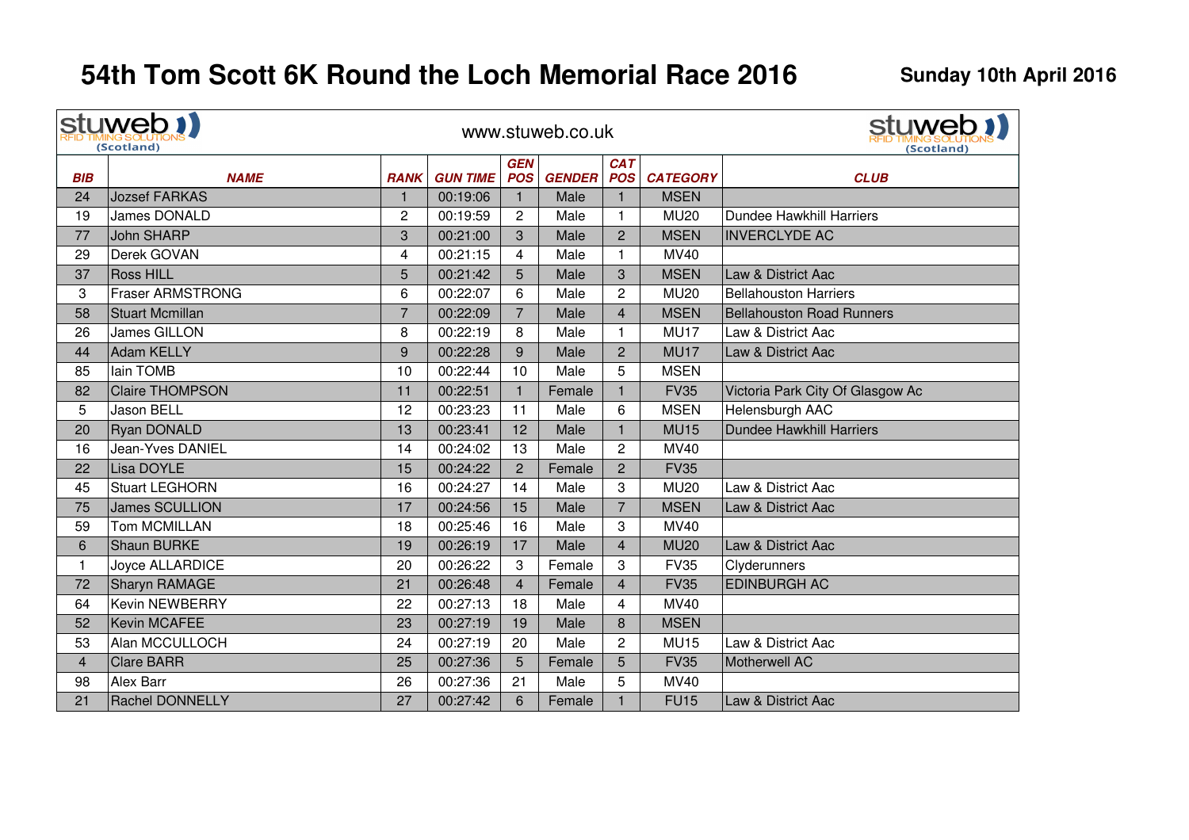# 54th Tom Scott 6K Round the Loch Memorial Race 2016

**Sunday 10th April 2016**

stuweb RFID TIMING SOLUTIONS (Scotland) — www.stuweb.co.uk

| BIB | NAME | RANK | GUN TIME | GEN POS | GENDER | CAT POS | CATEGORY | CLUB |
|---|---|---|---|---|---|---|---|---|
| 24 | Jozsef FARKAS | 1 | 00:19:06 | 1 | Male | 1 | MSEN | |
| 19 | James DONALD | 2 | 00:19:59 | 2 | Male | 1 | MU20 | Dundee Hawkhill Harriers |
| 77 | John SHARP | 3 | 00:21:00 | 3 | Male | 2 | MSEN | INVERCLYDE AC |
| 29 | Derek GOVAN | 4 | 00:21:15 | 4 | Male | 1 | MV40 | |
| 37 | Ross HILL | 5 | 00:21:42 | 5 | Male | 3 | MSEN | Law & District Aac |
| 3 | Fraser ARMSTRONG | 6 | 00:22:07 | 6 | Male | 2 | MU20 | Bellahouston Harriers |
| 58 | Stuart Mcmillan | 7 | 00:22:09 | 7 | Male | 4 | MSEN | Bellahouston Road Runners |
| 26 | James GILLON | 8 | 00:22:19 | 8 | Male | 1 | MU17 | Law & District Aac |
| 44 | Adam KELLY | 9 | 00:22:28 | 9 | Male | 2 | MU17 | Law & District Aac |
| 85 | Iain TOMB | 10 | 00:22:44 | 10 | Male | 5 | MSEN | |
| 82 | Claire THOMPSON | 11 | 00:22:51 | 1 | Female | 1 | FV35 | Victoria Park City Of Glasgow Ac |
| 5 | Jason BELL | 12 | 00:23:23 | 11 | Male | 6 | MSEN | Helensburgh AAC |
| 20 | Ryan DONALD | 13 | 00:23:41 | 12 | Male | 1 | MU15 | Dundee Hawkhill Harriers |
| 16 | Jean-Yves DANIEL | 14 | 00:24:02 | 13 | Male | 2 | MV40 | |
| 22 | Lisa DOYLE | 15 | 00:24:22 | 2 | Female | 2 | FV35 | |
| 45 | Stuart LEGHORN | 16 | 00:24:27 | 14 | Male | 3 | MU20 | Law & District Aac |
| 75 | James SCULLION | 17 | 00:24:56 | 15 | Male | 7 | MSEN | Law & District Aac |
| 59 | Tom MCMILLAN | 18 | 00:25:46 | 16 | Male | 3 | MV40 | |
| 6 | Shaun BURKE | 19 | 00:26:19 | 17 | Male | 4 | MU20 | Law & District Aac |
| 1 | Joyce ALLARDICE | 20 | 00:26:22 | 3 | Female | 3 | FV35 | Clydefrunners |
| 72 | Sharyn RAMAGE | 21 | 00:26:48 | 4 | Female | 4 | FV35 | EDINBURGH AC |
| 64 | Kevin NEWBERRY | 22 | 00:27:13 | 18 | Male | 4 | MV40 | |
| 52 | Kevin MCAFEE | 23 | 00:27:19 | 19 | Male | 8 | MSEN | |
| 53 | Alan MCCULLOCH | 24 | 00:27:19 | 20 | Male | 2 | MU15 | Law & District Aac |
| 4 | Clare BARR | 25 | 00:27:36 | 5 | Female | 5 | FV35 | Motherwell AC |
| 98 | Alex Barr | 26 | 00:27:36 | 21 | Male | 5 | MV40 | |
| 21 | Rachel DONNELLY | 27 | 00:27:42 | 6 | Female | 1 | FU15 | Law & District Aac |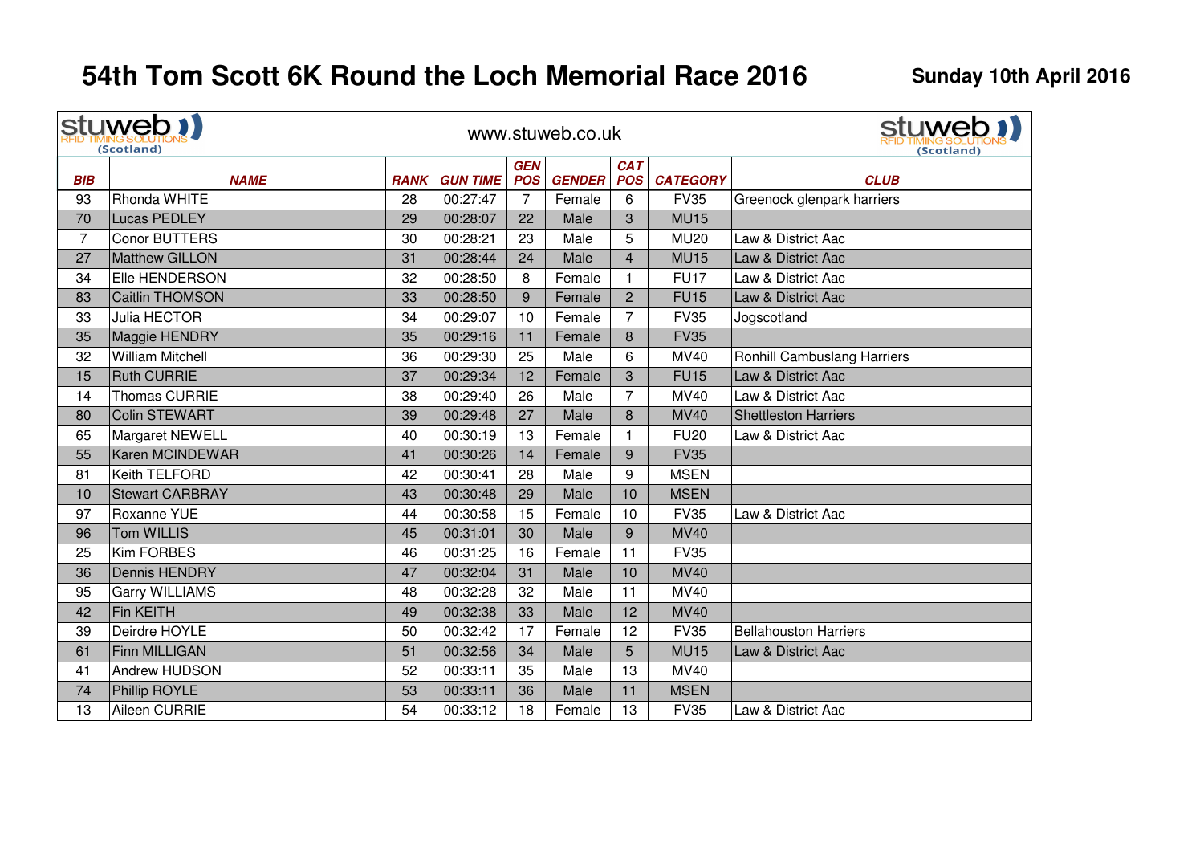# 54th Tom Scott 6K Round the Loch Memorial Race 2016

**Sunday 10th April 2016**

stuweb RFID TIMING SOLUTIONS (Scotland) — www.stuweb.co.uk

| BIB | NAME | RANK | GUN TIME | GEN POS | GENDER | CAT POS | CATEGORY | CLUB |
|---|---|---|---|---|---|---|---|---|
| 93 | Rhonda WHITE | 28 | 00:27:47 | 7 | Female | 6 | FV35 | Greenock glenpark harriers |
| 70 | Lucas PEDLEY | 29 | 00:28:07 | 22 | Male | 3 | MU15 | |
| 7 | Conor BUTTERS | 30 | 00:28:21 | 23 | Male | 5 | MU20 | Law & District Aac |
| 27 | Matthew GILLON | 31 | 00:28:44 | 24 | Male | 4 | MU15 | Law & District Aac |
| 34 | Elle HENDERSON | 32 | 00:28:50 | 8 | Female | 1 | FU17 | Law & District Aac |
| 83 | Caitlin THOMSON | 33 | 00:28:50 | 9 | Female | 2 | FU15 | Law & District Aac |
| 33 | Julia HECTOR | 34 | 00:29:07 | 10 | Female | 7 | FV35 | Jogscotland |
| 35 | Maggie HENDRY | 35 | 00:29:16 | 11 | Female | 8 | FV35 | |
| 32 | William Mitchell | 36 | 00:29:30 | 25 | Male | 6 | MV40 | Ronhill Cambuslang Harriers |
| 15 | Ruth CURRIE | 37 | 00:29:34 | 12 | Female | 3 | FU15 | Law & District Aac |
| 14 | Thomas CURRIE | 38 | 00:29:40 | 26 | Male | 7 | MV40 | Law & District Aac |
| 80 | Colin STEWART | 39 | 00:29:48 | 27 | Male | 8 | MV40 | Shettleston Harriers |
| 65 | Margaret NEWELL | 40 | 00:30:19 | 13 | Female | 1 | FU20 | Law & District Aac |
| 55 | Karen MCINDEWAR | 41 | 00:30:26 | 14 | Female | 9 | FV35 | |
| 81 | Keith TELFORD | 42 | 00:30:41 | 28 | Male | 9 | MSEN | |
| 10 | Stewart CARBRAY | 43 | 00:30:48 | 29 | Male | 10 | MSEN | |
| 97 | Roxanne YUE | 44 | 00:30:58 | 15 | Female | 10 | FV35 | Law & District Aac |
| 96 | Tom WILLIS | 45 | 00:31:01 | 30 | Male | 9 | MV40 | |
| 25 | Kim FORBES | 46 | 00:31:25 | 16 | Female | 11 | FV35 | |
| 36 | Dennis HENDRY | 47 | 00:32:04 | 31 | Male | 10 | MV40 | |
| 95 | Garry WILLIAMS | 48 | 00:32:28 | 32 | Male | 11 | MV40 | |
| 42 | Fin KEITH | 49 | 00:32:38 | 33 | Male | 12 | MV40 | |
| 39 | Deirdre HOYLE | 50 | 00:32:42 | 17 | Female | 12 | FV35 | Bellahouston Harriers |
| 61 | Finn MILLIGAN | 51 | 00:32:56 | 34 | Male | 5 | MU15 | Law & District Aac |
| 41 | Andrew HUDSON | 52 | 00:33:11 | 35 | Male | 13 | MV40 | |
| 74 | Phillip ROYLE | 53 | 00:33:11 | 36 | Male | 11 | MSEN | |
| 13 | Aileen CURRIE | 54 | 00:33:12 | 18 | Female | 13 | FV35 | Law & District Aac |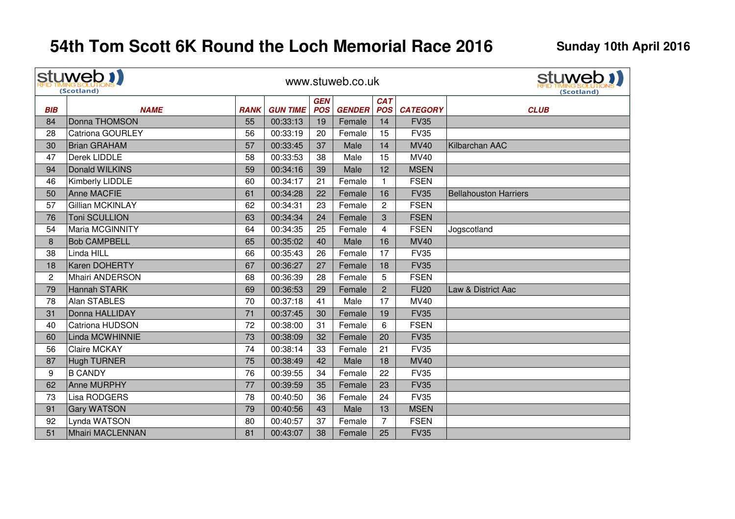# 54th Tom Scott 6K Round the Loch Memorial Race 2016

**Sunday 10th April 2016**

stuweb RFID TIMING SOLUTIONS (Scotland) — www.stuweb.co.uk

| BIB | NAME | RANK | GUN TIME | GEN POS | GENDER | CAT POS | CATEGORY | CLUB |
|---|---|---|---|---|---|---|---|---|
| 84 | Donna THOMSON | 55 | 00:33:13 | 19 | Female | 14 | FV35 | |
| 28 | Catriona GOURLEY | 56 | 00:33:19 | 20 | Female | 15 | FV35 | |
| 30 | Brian GRAHAM | 57 | 00:33:45 | 37 | Male | 14 | MV40 | Kilbarchan AAC |
| 47 | Derek LIDDLE | 58 | 00:33:53 | 38 | Male | 15 | MV40 | |
| 94 | Donald WILKINS | 59 | 00:34:16 | 39 | Male | 12 | MSEN | |
| 46 | Kimberly LIDDLE | 60 | 00:34:17 | 21 | Female | 1 | FSEN | |
| 50 | Anne MACFIE | 61 | 00:34:28 | 22 | Female | 16 | FV35 | Bellahouston Harriers |
| 57 | Gillian MCKINLAY | 62 | 00:34:31 | 23 | Female | 2 | FSEN | |
| 76 | Toni SCULLION | 63 | 00:34:34 | 24 | Female | 3 | FSEN | |
| 54 | Maria MCGINNITY | 64 | 00:34:35 | 25 | Female | 4 | FSEN | Jogscotland |
| 8 | Bob CAMPBELL | 65 | 00:35:02 | 40 | Male | 16 | MV40 | |
| 38 | Linda HILL | 66 | 00:35:43 | 26 | Female | 17 | FV35 | |
| 18 | Karen DOHERTY | 67 | 00:36:27 | 27 | Female | 18 | FV35 | |
| 2 | Mhairi ANDERSON | 68 | 00:36:39 | 28 | Female | 5 | FSEN | |
| 79 | Hannah STARK | 69 | 00:36:53 | 29 | Female | 2 | FU20 | Law & District Aac |
| 78 | Alan STABLES | 70 | 00:37:18 | 41 | Male | 17 | MV40 | |
| 31 | Donna HALLIDAY | 71 | 00:37:45 | 30 | Female | 19 | FV35 | |
| 40 | Catriona HUDSON | 72 | 00:38:00 | 31 | Female | 6 | FSEN | |
| 60 | Linda MCWHINNIE | 73 | 00:38:09 | 32 | Female | 20 | FV35 | |
| 56 | Claire MCKAY | 74 | 00:38:14 | 33 | Female | 21 | FV35 | |
| 87 | Hugh TURNER | 75 | 00:38:49 | 42 | Male | 18 | MV40 | |
| 9 | B CANDY | 76 | 00:39:55 | 34 | Female | 22 | FV35 | |
| 62 | Anne MURPHY | 77 | 00:39:59 | 35 | Female | 23 | FV35 | |
| 73 | Lisa RODGERS | 78 | 00:40:50 | 36 | Female | 24 | FV35 | |
| 91 | Gary WATSON | 79 | 00:40:56 | 43 | Male | 13 | MSEN | |
| 92 | Lynda WATSON | 80 | 00:40:57 | 37 | Female | 7 | FSEN | |
| 51 | Mhairi MACLENNAN | 81 | 00:43:07 | 38 | Female | 25 | FV35 | |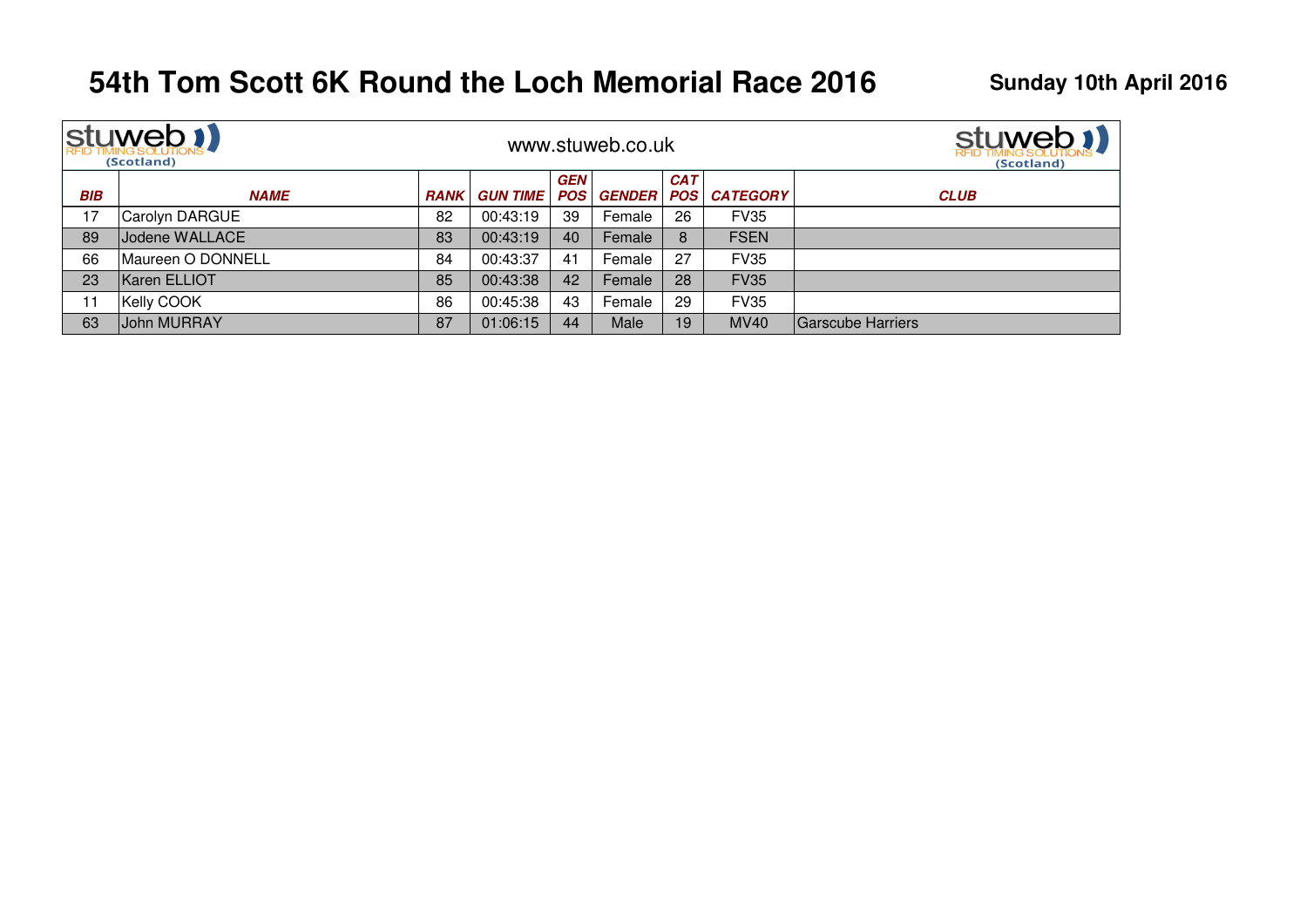# 54th Tom Scott 6K Round the Loch Memorial Race 2016

**Sunday 10th April 2016**

www.stuweb.co.uk

| BIB | NAME | RANK | GUN TIME | GEN POS | GENDER | CAT POS | CATEGORY | CLUB |
|---|---|---|---|---|---|---|---|---|
| 17 | Carolyn DARGUE | 82 | 00:43:19 | 39 | Female | 26 | FV35 | |
| 89 | Jodene WALLACE | 83 | 00:43:19 | 40 | Female | 8 | FSEN | |
| 66 | Maureen O DONNELL | 84 | 00:43:37 | 41 | Female | 27 | FV35 | |
| 23 | Karen ELLIOT | 85 | 00:43:38 | 42 | Female | 28 | FV35 | |
| 11 | Kelly COOK | 86 | 00:45:38 | 43 | Female | 29 | FV35 | |
| 63 | John MURRAY | 87 | 01:06:15 | 44 | Male | 19 | MV40 | Garscube Harriers |